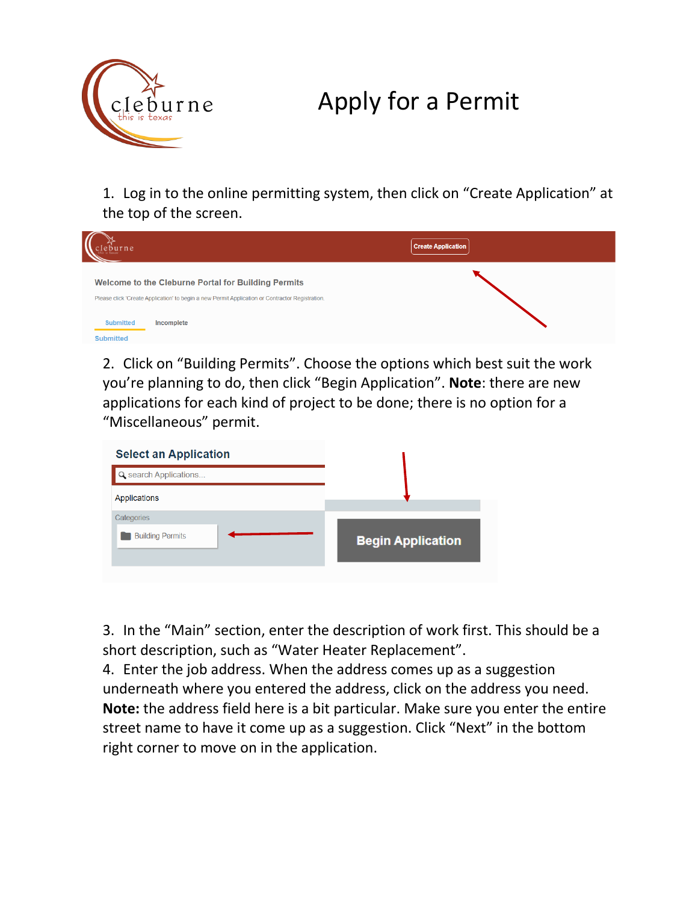# Apply for a Permit

1. Log in to the online permitting system, then click on “Create Application” at the top of the screen.

2. Click on “Building Permits”. Choose the options which best suit the work you’re planning to do, then click “Begin Application”. **Note**: there are new applications for each kind of project to be done; there is no option for a “Miscellaneous” permit.

3. In the “Main” section, enter the description of work first. This should be a short description, such as “Water Heater Replacement”.

4. Enter the job address. When the address comes up as a suggestion underneath where you entered the address, click on the address you need. **Note:** the address field here is a bit particular. Make sure you enter the entire street name to have it come up as a suggestion. Click “Next” in the bottom right corner to move on in the application.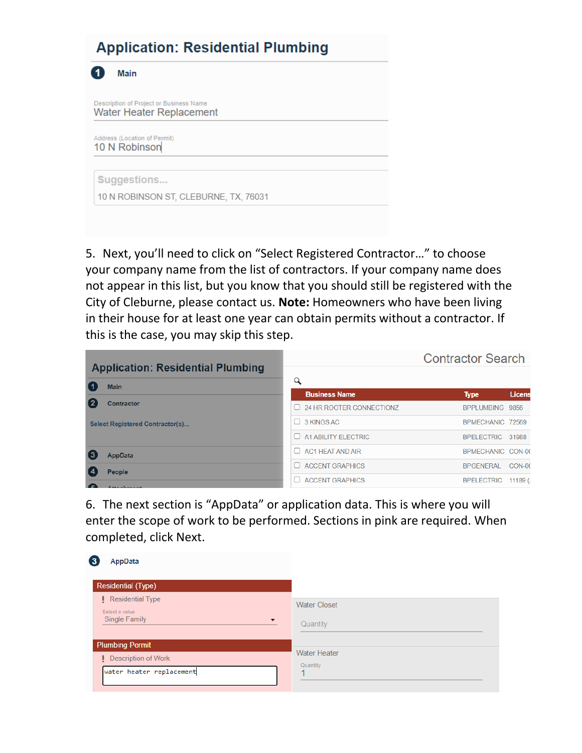**Application: Residential Plumbing**

1 Main

Description of Project or Business Name
Water Heater Replacement

Address (Location of Permit)
10 N Robinson

Suggestions...
10 N ROBINSON ST, CLEBURNE, TX, 76031

5. Next, you'll need to click on "Select Registered Contractor..." to choose your company name from the list of contractors. If your company name does not appear in this list, but you know that you should still be registered with the City of Cleburne, please contact us. **Note:** Homeowners who have been living in their house for at least one year can obtain permits without a contractor. If this is the case, you may skip this step.

**Application: Residential Plumbing**

1 Main
2 Contractor
Select Registered Contractor(s)...
3 AppData
4 People
5 Attachment

Contractor Search

| Business Name | Type | Licens |
|---|---|---|
| 24 HR ROOTER CONNECTIONZ | BPPLUMBING | 9856 |
| 3 KINGS AC | BPMECHANIC | 72569 |
| A1 ABILITY ELECTRIC | BPELECTRIC | 31988 |
| AC1 HEAT AND AIR | BPMECHANIC | CON-0 |
| ACCENT GRAPHICS | BPGENERAL | CON-0 |
| ACCENT GRAPHICS | BPELECTRIC | 11189 ( |

6. The next section is "AppData" or application data. This is where you will enter the scope of work to be performed. Sections in pink are required. When completed, click Next.

3 AppData

Residential (Type)
! Residential Type
Select a value
Single Family

Plumbing Permit
! Description of Work
water heater replacement

Water Closet
Quantity

Water Heater
Quantity
1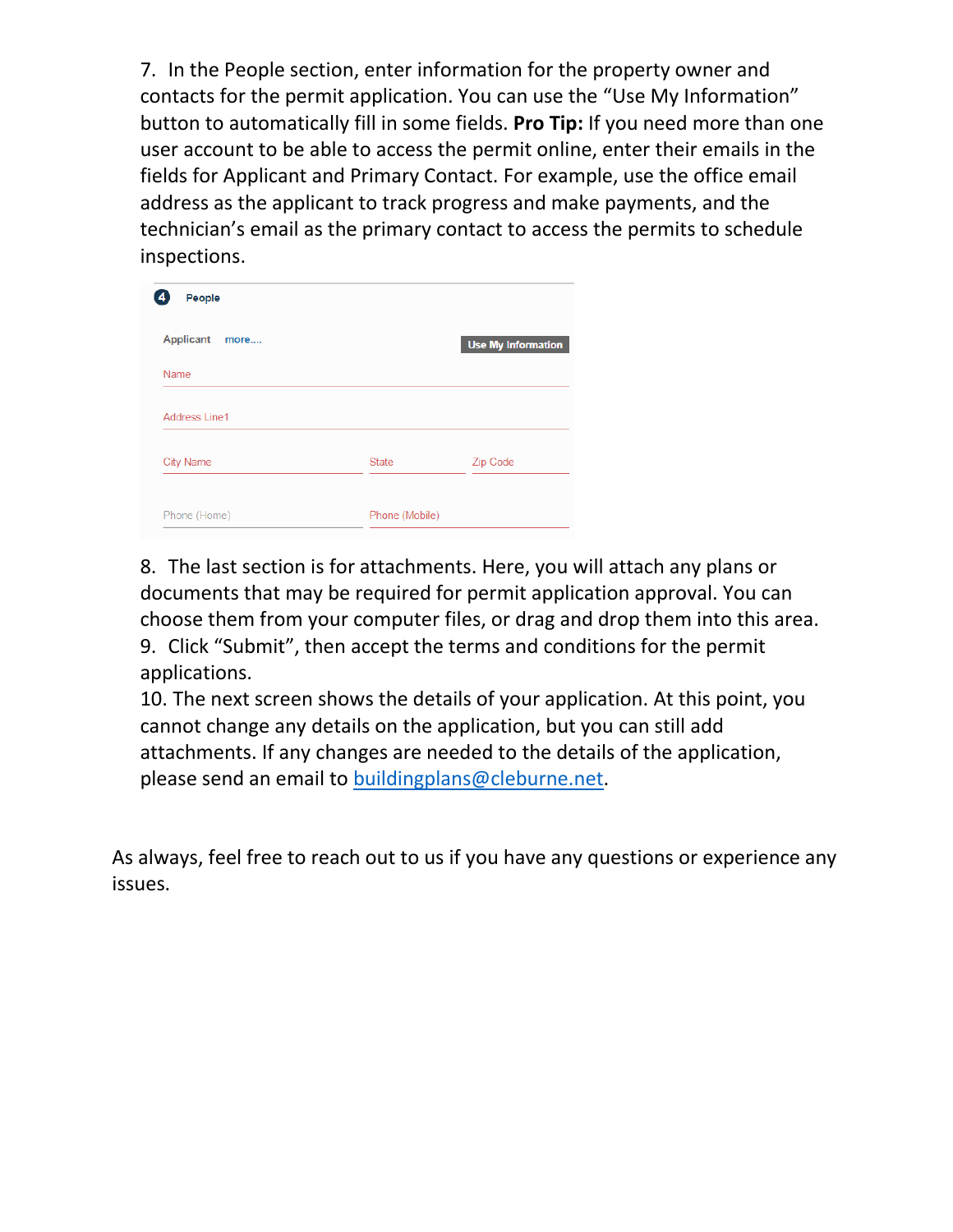7. In the People section, enter information for the property owner and contacts for the permit application. You can use the "Use My Information" button to automatically fill in some fields. **Pro Tip:** If you need more than one user account to be able to access the permit online, enter their emails in the fields for Applicant and Primary Contact. For example, use the office email address as the applicant to track progress and make payments, and the technician's email as the primary contact to access the permits to schedule inspections.

4 People

Applicant more.... Use My Information

Name

Address Line1

City Name State Zip Code

Phone (Home) Phone (Mobile)

8. The last section is for attachments. Here, you will attach any plans or documents that may be required for permit application approval. You can choose them from your computer files, or drag and drop them into this area.
9. Click "Submit", then accept the terms and conditions for the permit applications.
10. The next screen shows the details of your application. At this point, you cannot change any details on the application, but you can still add attachments. If any changes are needed to the details of the application, please send an email to buildingplans@cleburne.net.

As always, feel free to reach out to us if you have any questions or experience any issues.